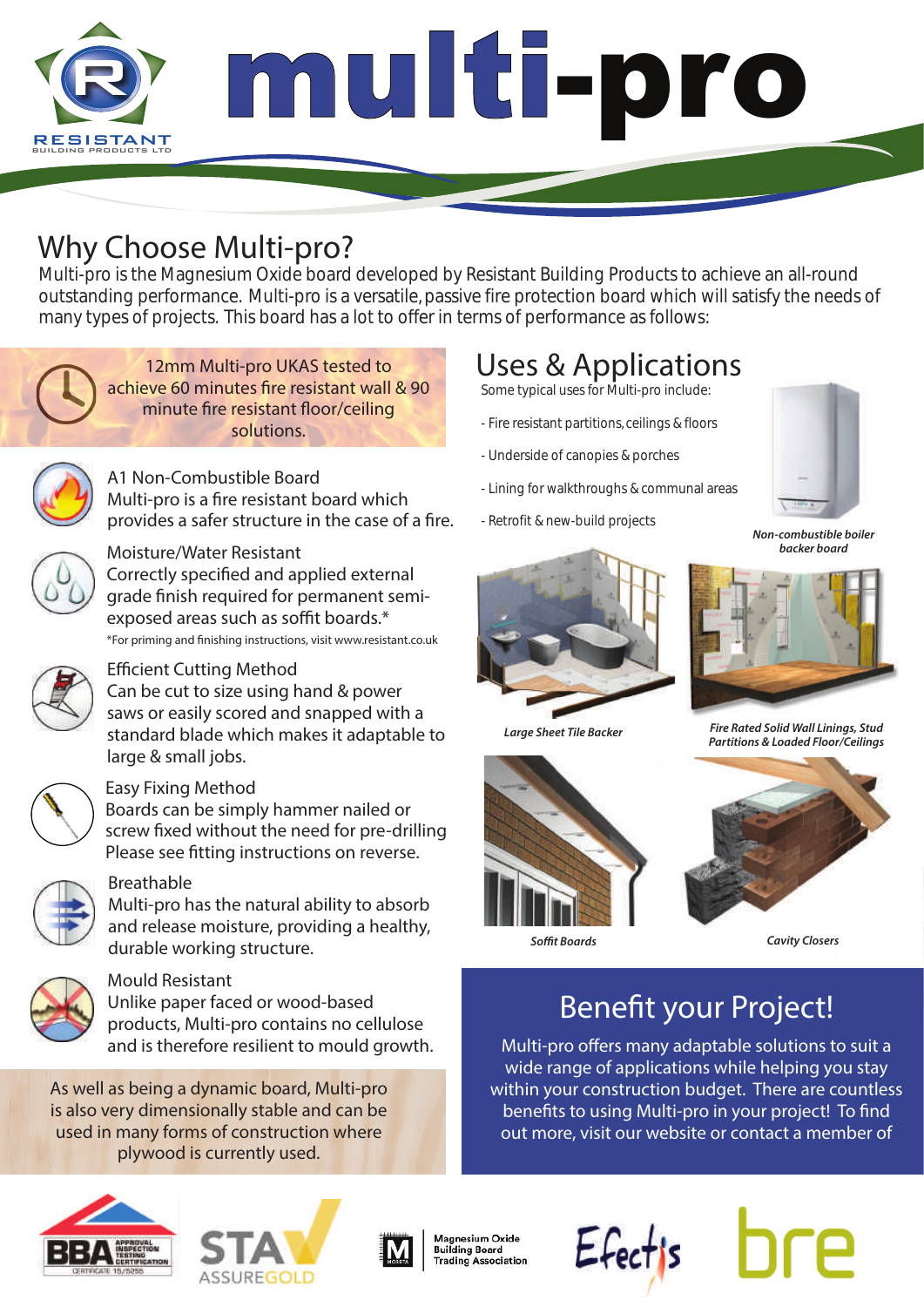# multi-pro

RESISTANT
BUILDING PRODUCTS LTD

## Why Choose Multi-pro?

Multi-pro is the Magnesium Oxide board developed by Resistant Building Products to achieve an all-round outstanding performance. Multi-pro is a versatile, passive fire protection board which will satisfy the needs of many types of projects. This board has a lot to offer in terms of performance as follows:

12mm Multi-pro UKAS tested to achieve 60 minutes fire resistant wall & 90 minute fire resistant floor/ceiling solutions.

**A1 Non-Combustible Board**
Multi-pro is a fire resistant board which provides a safer structure in the case of a fire.

**Moisture/Water Resistant**
Correctly specified and applied external grade finish required for permanent semi-exposed areas such as soffit boards.*

*For priming and finishing instructions, visit www.resistant.co.uk

**Efficient Cutting Method**
Can be cut to size using hand & power saws or easily scored and snapped with a standard blade which makes it adaptable to large & small jobs.

**Easy Fixing Method**
Boards can be simply hammer nailed or screw fixed without the need for pre-drilling Please see fitting instructions on reverse.

**Breathable**
Multi-pro has the natural ability to absorb and release moisture, providing a healthy, durable working structure.

**Mould Resistant**
Unlike paper faced or wood-based products, Multi-pro contains no cellulose and is therefore resilient to mould growth.

As well as being a dynamic board, Multi-pro is also very dimensionally stable and can be used in many forms of construction where plywood is currently used.

## Uses & Applications

Some typical uses for Multi-pro include:

- Fire resistant partitions, ceilings & floors
- Underside of canopies & porches
- Lining for walkthroughs & communal areas
- Retrofit & new-build projects

*Non-combustible boiler backer board*

*Large Sheet Tile Backer*

*Fire Rated Solid Wall Linings, Stud Partitions & Loaded Floor/Ceilings*

*Soffit Boards*

*Cavity Closers*

## Benefit your Project!

Multi-pro offers many adaptable solutions to suit a wide range of applications while helping you stay within your construction budget. There are countless benefits to using Multi-pro in your project! To find out more, visit our website or contact a member of

BBA APPROVAL INSPECTION TESTING CERTIFICATION CERTIFICATE 15/5255 | STA ASSUREGOLD | Magnesium Oxide Building Board Trading Association | Efectis | bre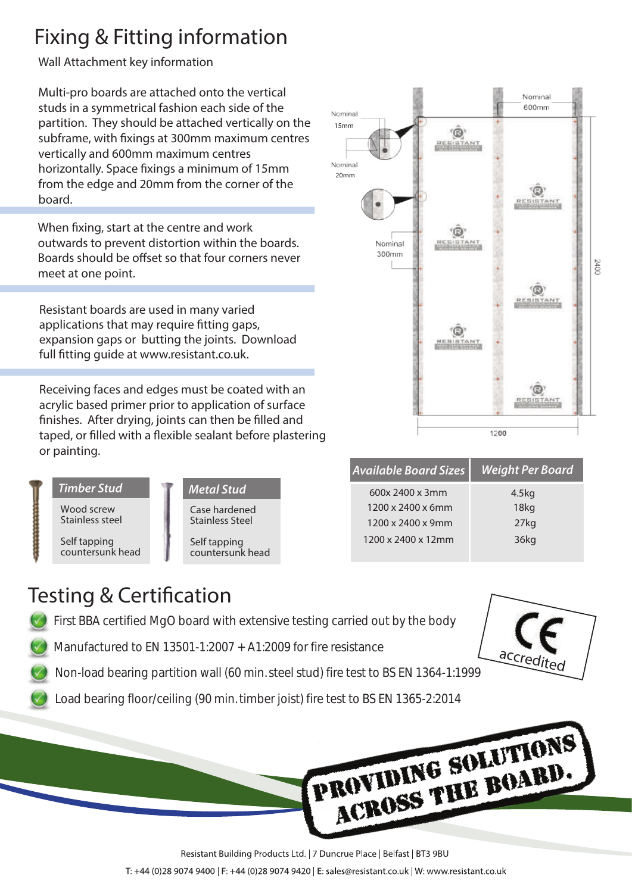# Fixing & Fitting information

Wall Attachment key information

Multi-pro boards are attached onto the vertical studs in a symmetrical fashion each side of the partition. They should be attached vertically on the subframe, with fixings at 300mm maximum centres vertically and 600mm maximum centres horizontally. Space fixings a minimum of 15mm from the edge and 20mm from the corner of the board.

When fixing, start at the centre and work outwards to prevent distortion within the boards. Boards should be offset so that four corners never meet at one point.

Resistant boards are used in many varied applications that may require fitting gaps, expansion gaps or butting the joints. Download full fitting guide at www.resistant.co.uk.

Receiving faces and edges must be coated with an acrylic based primer prior to application of surface finishes. After drying, joints can then be filled and taped, or filled with a flexible sealant before plastering or painting.

Nominal 15mm

Nominal 20mm

Nominal 300mm

Nominal 600mm

2400

1200

| Timber Stud | Metal Stud |
|---|---|
| Wood screw Stainless steel | Case hardened Stainless Steel |
| Self tapping countersunk head | Self tapping countersunk head |

| Available Board Sizes | Weight Per Board |
|---|---|
| 600x 2400 x 3mm | 4.5kg |
| 1200 x 2400 x 6mm | 18kg |
| 1200 x 2400 x 9mm | 27kg |
| 1200 x 2400 x 12mm | 36kg |

# Testing & Certification

- First BBA certified MgO board with extensive testing carried out by the body
- Manufactured to EN 13501-1:2007 + A1:2009 for fire resistance
- Non-load bearing partition wall (60 min. steel stud) fire test to BS EN 1364-1:1999
- Load bearing floor/ceiling (90 min. timber joist) fire test to BS EN 1365-2:2014

CE accredited

PROVIDING SOLUTIONS ACROSS THE BOARD.

Resistant Building Products Ltd. | 7 Duncrue Place | Belfast | BT3 9BU

T: +44 (0)28 9074 9400 | F: +44 (0)28 9074 9420 | E: sales@resistant.co.uk | W: www.resistant.co.uk